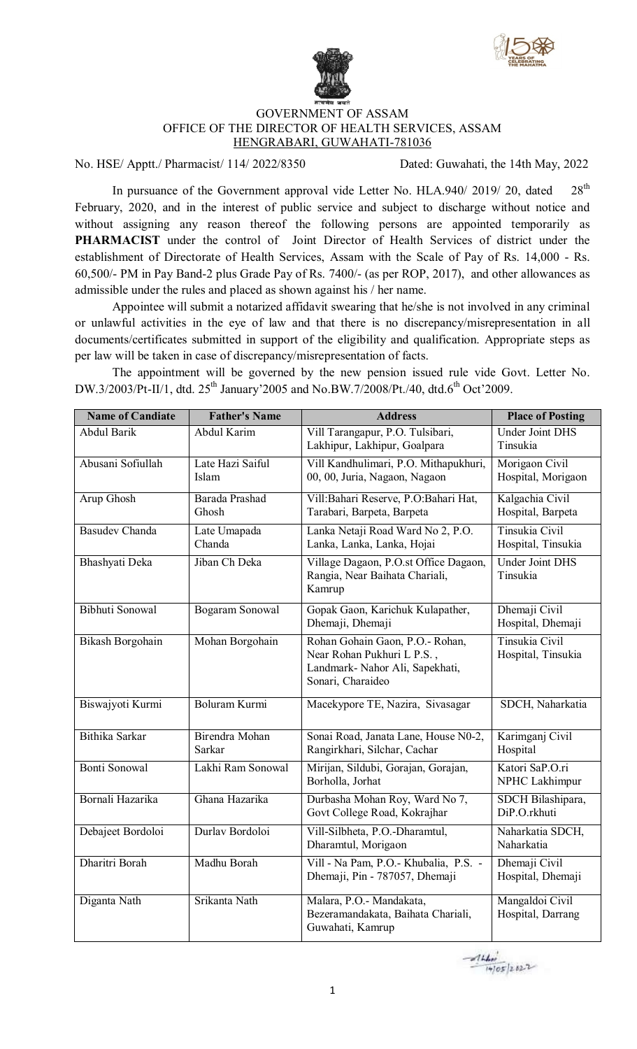GOVERNMENT OF ASSAM
OFFICE OF THE DIRECTOR OF HEALTH SERVICES, ASSAM
HENGRABARI, GUWAHATI-781036

No. HSE/ Apptt./ Pharmacist/ 114/ 2022/8350 Dated: Guwahati, the 14th May, 2022

In pursuance of the Government approval vide Letter No. HLA.940/ 2019/ 20, dated 28th February, 2020, and in the interest of public service and subject to discharge without notice and without assigning any reason thereof the following persons are appointed temporarily as **PHARMACIST** under the control of Joint Director of Health Services of district under the establishment of Directorate of Health Services, Assam with the Scale of Pay of Rs. 14,000 - Rs. 60,500/- PM in Pay Band-2 plus Grade Pay of Rs. 7400/- (as per ROP, 2017), and other allowances as admissible under the rules and placed as shown against his / her name.

Appointee will submit a notarized affidavit swearing that he/she is not involved in any criminal or unlawful activities in the eye of law and that there is no discrepancy/misrepresentation in all documents/certificates submitted in support of the eligibility and qualification. Appropriate steps as per law will be taken in case of discrepancy/misrepresentation of facts.

The appointment will be governed by the new pension issued rule vide Govt. Letter No. DW.3/2003/Pt-II/1, dtd. 25th January'2005 and No.BW.7/2008/Pt./40, dtd.6th Oct'2009.

| Name of Candiate | Father's Name | Address | Place of Posting |
|---|---|---|---|
| Abdul Barik | Abdul Karim | Vill Tarangapur, P.O. Tulsibari, Lakhipur, Lakhipur, Goalpara | Under Joint DHS Tinsukia |
| Abusani Sofiullah | Late Hazi Saiful Islam | Vill Kandhulimari, P.O. Mithapukhuri, 00, 00, Juria, Nagaon, Nagaon | Morigaon Civil Hospital, Morigaon |
| Arup Ghosh | Barada Prashad Ghosh | Vill:Bahari Reserve, P.O:Bahari Hat, Tarabari, Barpeta, Barpeta | Kalgachia Civil Hospital, Barpeta |
| Basudev Chanda | Late Umapada Chanda | Lanka Netaji Road Ward No 2, P.O. Lanka, Lanka, Lanka, Hojai | Tinsukia Civil Hospital, Tinsukia |
| Bhashyati Deka | Jiban Ch Deka | Village Dagaon, P.O.st Office Dagaon, Rangia, Near Baihata Chariali, Kamrup | Under Joint DHS Tinsukia |
| Bibhuti Sonowal | Bogaram Sonowal | Gopak Gaon, Karichuk Kulapather, Dhemaji, Dhemaji | Dhemaji Civil Hospital, Dhemaji |
| Bikash Borgohain | Mohan Borgohain | Rohan Gohain Gaon, P.O.- Rohan, Near Rohan Pukhuri L P.S. , Landmark- Nahor Ali, Sapekhati, Sonari, Charaideo | Tinsukia Civil Hospital, Tinsukia |
| Biswajyoti Kurmi | Boluram Kurmi | Macekypore TE, Nazira, Sivasagar | SDCH, Naharkatia |
| Bithika Sarkar | Birendra Mohan Sarkar | Sonai Road, Janata Lane, House N0-2, Rangirkhari, Silchar, Cachar | Karimganj Civil Hospital |
| Bonti Sonowal | Lakhi Ram Sonowal | Mirijan, Sildubi, Gorajan, Gorajan, Borholla, Jorhat | Katori SaP.O.ri NPHC Lakhimpur |
| Bornali Hazarika | Ghana Hazarika | Durbasha Mohan Roy, Ward No 7, Govt College Road, Kokrajhar | SDCH Bilashipara, DiP.O.rkhuti |
| Debajeet Bordoloi | Durlav Bordoloi | Vill-Silbheta, P.O.-Dharamtul, Dharamtul, Morigaon | Naharkatia SDCH, Naharkatia |
| Dharitri Borah | Madhu Borah | Vill - Na Pam, P.O.- Khubalia, P.S. - Dhemaji, Pin - 787057, Dhemaji | Dhemaji Civil Hospital, Dhemaji |
| Diganta Nath | Srikanta Nath | Malara, P.O.- Mandakata, Bezeramandakata, Baihata Chariali, Guwahati, Kamrup | Mangaldoi Civil Hospital, Darrang |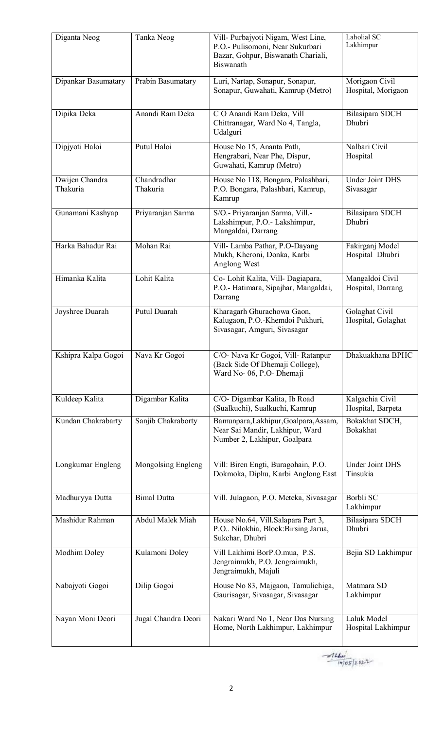| Diganta Neog | Tanka Neog | Vill- Purbajyoti Nigam, West Line, P.O.- Pulisomoni, Near Sukurbari Bazar, Gohpur, Biswanath Chariali, Biswanath | Laholial SC Lakhimpur |
|---|---|---|---|
| Dipankar Basumatary | Prabin Basumatary | Luri, Nartap, Sonapur, Sonapur, Sonapur, Guwahati, Kamrup (Metro) | Morigaon Civil Hospital, Morigaon |
| Dipika Deka | Anandi Ram Deka | C O Anandi Ram Deka, Vill Chittranagar, Ward No 4, Tangla, Udalguri | Bilasipara SDCH Dhubri |
| Dipjyoti Haloi | Putul Haloi | House No 15, Ananta Path, Hengrabari, Near Phe, Dispur, Guwahati, Kamrup (Metro) | Nalbari Civil Hospital |
| Dwijen Chandra Thakuria | Chandradhar Thakuria | House No 118, Bongara, Palashbari, P.O. Bongara, Palashbari, Kamrup, Kamrup | Under Joint DHS Sivasagar |
| Gunamani Kashyap | Priyaranjan Sarma | S/O.- Priyaranjan Sarma, Vill.- Lakshimpur, P.O.- Lakshimpur, Mangaldai, Darrang | Bilasipara SDCH Dhubri |
| Harka Bahadur Rai | Mohan Rai | Vill- Lamba Pathar, P.O-Dayang Mukh, Kheroni, Donka, Karbi Anglong West | Fakirganj Model Hospital Dhubri |
| Himanka Kalita | Lohit Kalita | Co- Lohit Kalita, Vill- Dagiapara, P.O.- Hatimara, Sipajhar, Mangaldai, Darrang | Mangaldoi Civil Hospital, Darrang |
| Joyshree Duarah | Putul Duarah | Kharagarh Ghurachowa Gaon, Kalugaon, P.O.-Khemdoi Pukhuri, Sivasagar, Amguri, Sivasagar | Golaghat Civil Hospital, Golaghat |
| Kshipra Kalpa Gogoi | Nava Kr Gogoi | C/O- Nava Kr Gogoi, Vill- Ratanpur (Back Side Of Dhemaji College), Ward No- 06, P.O- Dhemaji | Dhakuakhana BPHC |
| Kuldeep Kalita | Digambar Kalita | C/O- Digambar Kalita, Ib Road (Sualkuchi), Sualkuchi, Kamrup | Kalgachia Civil Hospital, Barpeta |
| Kundan Chakrabarty | Sanjib Chakraborty | Bamunpara,Lakhipur,Goalpara,Assam, Near Sai Mandir, Lakhipur, Ward Number 2, Lakhipur, Goalpara | Bokakhat SDCH, Bokakhat |
| Longkumar Engleng | Mongolsing Engleng | Vill: Biren Engti, Buragohain, P.O. Dokmoka, Diphu, Karbi Anglong East | Under Joint DHS Tinsukia |
| Madhuryya Dutta | Bimal Dutta | Vill. Julagaon, P.O. Meteka, Sivasagar | Borbli SC Lakhimpur |
| Mashidur Rahman | Abdul Malek Miah | House No.64, Vill.Salapara Part 3, P.O.. Nilokhia, Block:Birsing Jarua, Sukchar, Dhubri | Bilasipara SDCH Dhubri |
| Modhim Doley | Kulamoni Doley | Vill Lakhimi BorP.O.mua, P.S. Jengraimukh, P.O. Jengraimukh, Jengraimukh, Majuli | Bejia SD Lakhimpur |
| Nabajyoti Gogoi | Dilip Gogoi | House No 83, Majgaon, Tamulichiga, Gaurisagar, Sivasagar, Sivasagar | Matmara SD Lakhimpur |
| Nayan Moni Deori | Jugal Chandra Deori | Nakari Ward No 1, Near Das Nursing Home, North Lakhimpur, Lakhimpur | Laluk Model Hospital Lakhimpur |

14/05/2022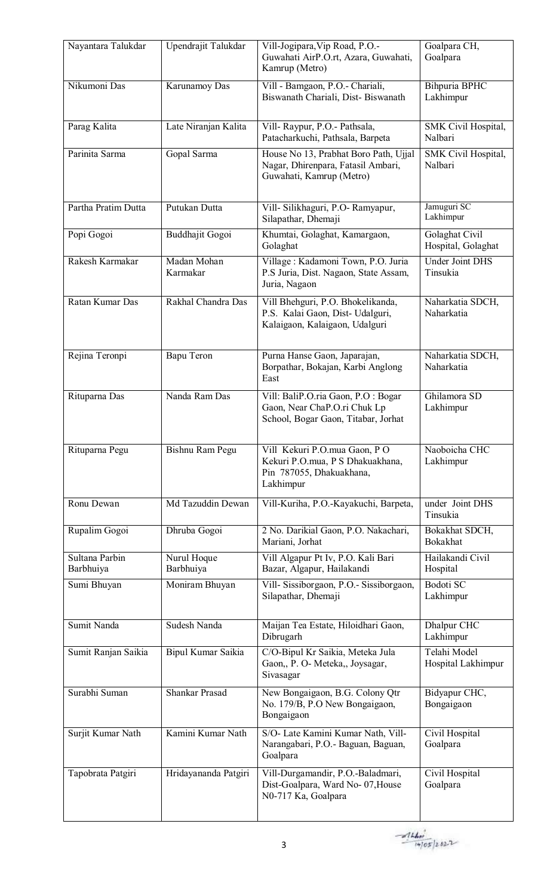| Nayantara Talukdar | Upendrajit Talukdar | Vill-Jogipara,Vip Road, P.O.- Guwahati AirP.O.rt, Azara, Guwahati, Kamrup (Metro) | Goalpara CH, Goalpara |
|---|---|---|---|
| Nikumoni Das | Karunamoy Das | Vill - Bamgaon, P.O.- Chariali, Biswanath Chariali, Dist- Biswanath | Bihpuria BPHC Lakhimpur |
| Parag Kalita | Late Niranjan Kalita | Vill- Raypur, P.O.- Pathsala, Patacharkuchi, Pathsala, Barpeta | SMK Civil Hospital, Nalbari |
| Parinita Sarma | Gopal Sarma | House No 13, Prabhat Boro Path, Ujjal Nagar, Dhirenpara, Fatasil Ambari, Guwahati, Kamrup (Metro) | SMK Civil Hospital, Nalbari |
| Partha Pratim Dutta | Putukan Dutta | Vill- Silikhaguri, P.O- Ramyapur, Silapathar, Dhemaji | Jamuguri SC Lakhimpur |
| Popi Gogoi | Buddhajit Gogoi | Khumtai, Golaghat, Kamargaon, Golaghat | Golaghat Civil Hospital, Golaghat |
| Rakesh Karmakar | Madan Mohan Karmakar | Village : Kadamoni Town, P.O. Juria P.S Juria, Dist. Nagaon, State Assam, Juria, Nagaon | Under Joint DHS Tinsukia |
| Ratan Kumar Das | Rakhal Chandra Das | Vill Bhehguri, P.O. Bhokelikanda, P.S. Kalai Gaon, Dist- Udalguri, Kalaigaon, Kalaigaon, Udalguri | Naharkatia SDCH, Naharkatia |
| Rejina Teronpi | Bapu Teron | Purna Hanse Gaon, Japarajan, Borpathar, Bokajan, Karbi Anglong East | Naharkatia SDCH, Naharkatia |
| Rituparna Das | Nanda Ram Das | Vill: BaliP.O.ria Gaon, P.O : Bogar Gaon, Near ChaP.O.ri Chuk Lp School, Bogar Gaon, Titabar, Jorhat | Ghilamora SD Lakhimpur |
| Rituparna Pegu | Bishnu Ram Pegu | Vill Kekuri P.O.mua Gaon, P O Kekuri P.O.mua, P S Dhakuakhana, Pin 787055, Dhakuakhana, Lakhimpur | Naoboicha CHC Lakhimpur |
| Ronu Dewan | Md Tazuddin Dewan | Vill-Kuriha, P.O.-Kayakuchi, Barpeta, | under Joint DHS Tinsukia |
| Rupalim Gogoi | Dhruba Gogoi | 2 No. Darikial Gaon, P.O. Nakachari, Mariani, Jorhat | Bokakhat SDCH, Bokakhat |
| Sultana Parbin Barbhuiya | Nurul Hoque Barbhuiya | Vill Algapur Pt Iv, P.O. Kali Bari Bazar, Algapur, Hailakandi | Hailakandi Civil Hospital |
| Sumi Bhuyan | Moniram Bhuyan | Vill- Sissiborgaon, P.O.- Sissiborgaon, Silapathar, Dhemaji | Bodoti SC Lakhimpur |
| Sumit Nanda | Sudesh Nanda | Maijan Tea Estate, Hiloidhari Gaon, Dibrugarh | Dhalpur CHC Lakhimpur |
| Sumit Ranjan Saikia | Bipul Kumar Saikia | C/O-Bipul Kr Saikia, Meteka Jula Gaon,, P. O- Meteka,, Joysagar, Sivasagar | Telahi Model Hospital Lakhimpur |
| Surabhi Suman | Shankar Prasad | New Bongaigaon, B.G. Colony Qtr No. 179/B, P.O New Bongaigaon, Bongaigaon | Bidyapur CHC, Bongaigaon |
| Surjit Kumar Nath | Kamini Kumar Nath | S/O- Late Kamini Kumar Nath, Vill-Narangabari, P.O.- Baguan, Baguan, Goalpara | Civil Hospital Goalpara |
| Tapobrata Patgiri | Hridayananda Patgiri | Vill-Durgamandir, P.O.-Baladmari, Dist-Goalpara, Ward No- 07,House N0-717 Ka, Goalpara | Civil Hospital Goalpara |

14/05/2022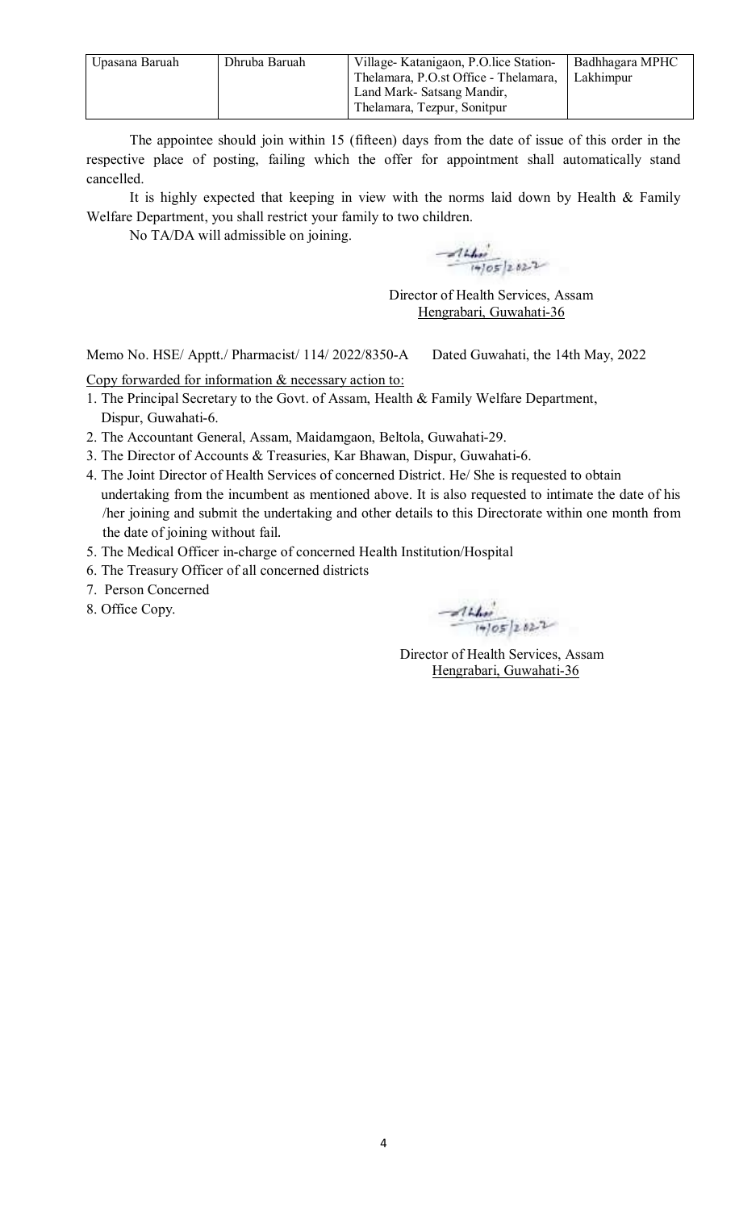| | | | |
|---|---|---|---|
| Upasana Baruah | Dhruba Baruah | Village- Katanigaon, P.O.lice Station- Thelamara, P.O.st Office - Thelamara, Land Mark- Satsang Mandir, Thelamara, Tezpur, Sonitpur | Badhhagara MPHC Lakhimpur |

The appointee should join within 15 (fifteen) days from the date of issue of this order in the respective place of posting, failing which the offer for appointment shall automatically stand cancelled.

It is highly expected that keeping in view with the norms laid down by Health & Family Welfare Department, you shall restrict your family to two children.

No TA/DA will admissible on joining.

14/05/2022

Director of Health Services, Assam
Hengrabari, Guwahati-36

Memo No. HSE/ Apptt./ Pharmacist/ 114/ 2022/8350-A Dated Guwahati, the 14th May, 2022

Copy forwarded for information & necessary action to:

1. The Principal Secretary to the Govt. of Assam, Health & Family Welfare Department, Dispur, Guwahati-6.
2. The Accountant General, Assam, Maidamgaon, Beltola, Guwahati-29.
3. The Director of Accounts & Treasuries, Kar Bhawan, Dispur, Guwahati-6.
4. The Joint Director of Health Services of concerned District. He/ She is requested to obtain undertaking from the incumbent as mentioned above. It is also requested to intimate the date of his /her joining and submit the undertaking and other details to this Directorate within one month from the date of joining without fail.
5. The Medical Officer in-charge of concerned Health Institution/Hospital
6. The Treasury Officer of all concerned districts
7. Person Concerned
8. Office Copy.

14/05/2022

Director of Health Services, Assam
Hengrabari, Guwahati-36